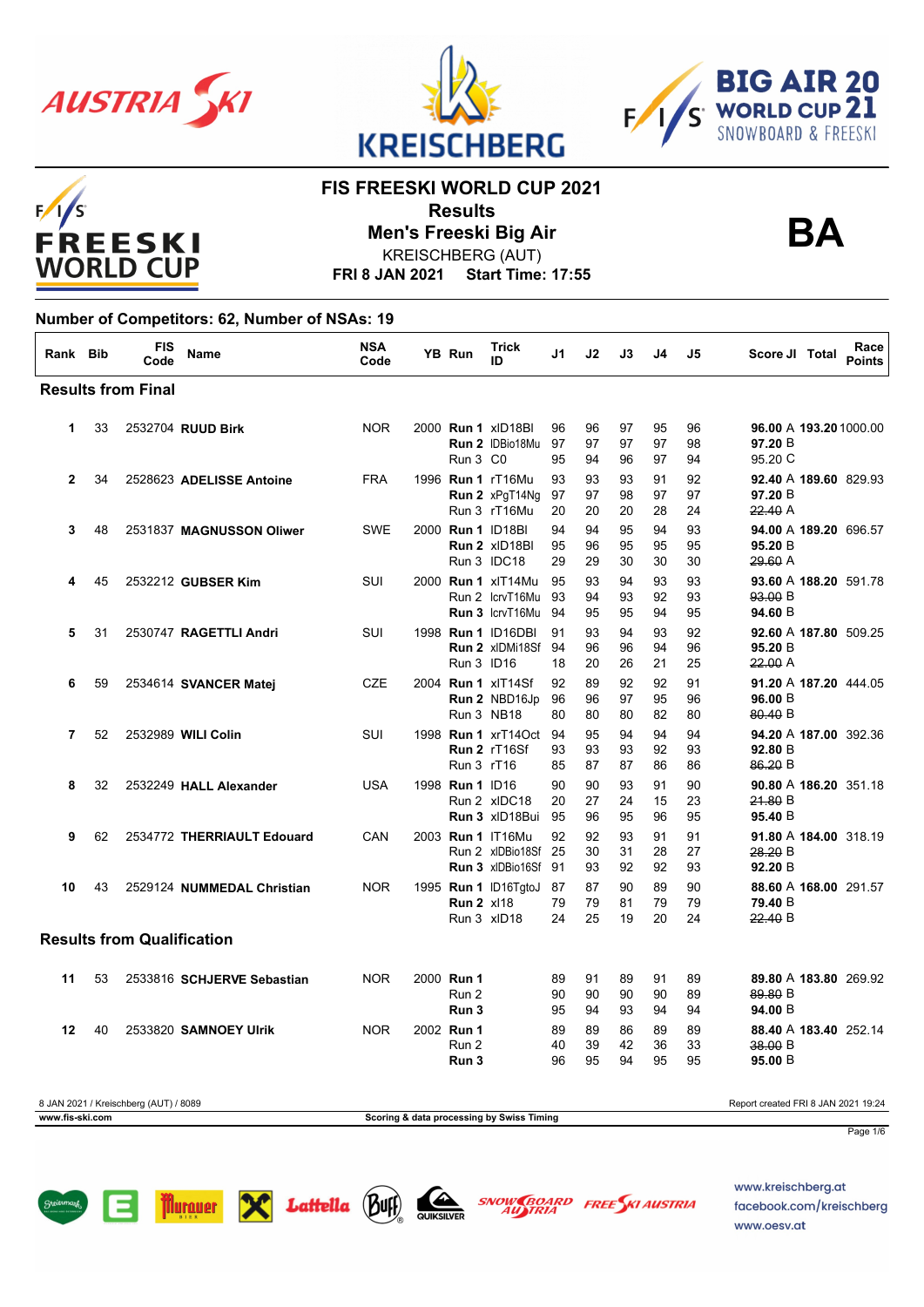# FIS FREESKI WORLD CUP 2021

## Results

## Men's Freeski Big Air

KREISCHBERG (AUT)

**FRI 8 JAN 2021 Start Time: 17:55**

**BA**

**Number of Competitors: 62, Number of NSAs: 19**

| Rank | Bib | FIS Code | Name | NSA Code | YB | Run | Trick ID | J1 | J2 | J3 | J4 | J5 | Score JI | Total | Race Points |
|---|---|---|---|---|---|---|---|---|---|---|---|---|---|---|---|
| **Results from Final** | | | | | | | | | | | | | | | |
| **1** | 33 | 2532704 | **RUUD Birk** | NOR | 2000 | **Run 1** | xID18Bl | 96 | 96 | 97 | 95 | 96 | **96.00** A | **193.20** | 1000.00 |
| | | | | | | **Run 2** | IDBio18Mu | 97 | 97 | 97 | 97 | 98 | **97.20** B | | |
| | | | | | | Run 3 | C0 | 95 | 94 | 96 | 97 | 94 | 95.20 C | | |
| **2** | 34 | 2528623 | **ADELISSE Antoine** | FRA | 1996 | **Run 1** | rT16Mu | 93 | 93 | 93 | 91 | 92 | **92.40** A | **189.60** | 829.93 |
| | | | | | | **Run 2** | xPgT14Ng | 97 | 97 | 98 | 97 | 97 | **97.20** B | | |
| | | | | | | Run 3 | rT16Mu | 20 | 20 | 20 | 28 | 24 | ~~22.40~~ A | | |
| **3** | 48 | 2531837 | **MAGNUSSON Oliwer** | SWE | 2000 | **Run 1** | ID18Bl | 94 | 94 | 95 | 94 | 93 | **94.00** A | **189.20** | 696.57 |
| | | | | | | **Run 2** | xID18Bl | 95 | 96 | 95 | 95 | 95 | **95.20** B | | |
| | | | | | | Run 3 | IDC18 | 29 | 29 | 30 | 30 | 30 | ~~29.60~~ A | | |
| **4** | 45 | 2532212 | **GUBSER Kim** | SUI | 2000 | **Run 1** | xIT14Mu | 95 | 93 | 94 | 93 | 93 | **93.60** A | **188.20** | 591.78 |
| | | | | | | Run 2 | lcrvT16Mu | 93 | 94 | 93 | 92 | 93 | ~~93.00~~ B | | |
| | | | | | | **Run 3** | lcrvT16Mu | 94 | 95 | 95 | 94 | 95 | **94.60** B | | |
| **5** | 31 | 2530747 | **RAGETTLI Andri** | SUI | 1998 | **Run 1** | ID16DBl | 91 | 93 | 94 | 93 | 92 | **92.60** A | **187.80** | 509.25 |
| | | | | | | **Run 2** | xIDMi18Sf | 94 | 96 | 96 | 94 | 96 | **95.20** B | | |
| | | | | | | Run 3 | ID16 | 18 | 20 | 26 | 21 | 25 | ~~22.00~~ A | | |
| **6** | 59 | 2534614 | **SVANCER Matej** | CZE | 2004 | **Run 1** | xIT14Sf | 92 | 89 | 92 | 92 | 91 | **91.20** A | **187.20** | 444.05 |
| | | | | | | **Run 2** | NBD16Jp | 96 | 96 | 97 | 95 | 96 | **96.00** B | | |
| | | | | | | Run 3 | NB18 | 80 | 80 | 80 | 82 | 80 | ~~80.40~~ B | | |
| **7** | 52 | 2532989 | **WILI Colin** | SUI | 1998 | **Run 1** | xrT14Oct | 94 | 95 | 94 | 94 | 94 | **94.20** A | **187.00** | 392.36 |
| | | | | | | **Run 2** | rT16Sf | 93 | 93 | 93 | 92 | 93 | **92.80** B | | |
| | | | | | | Run 3 | rT16 | 85 | 87 | 87 | 86 | 86 | ~~86.20~~ B | | |
| **8** | 32 | 2532249 | **HALL Alexander** | USA | 1998 | **Run 1** | ID16 | 90 | 90 | 93 | 91 | 90 | **90.80** A | **186.20** | 351.18 |
| | | | | | | Run 2 | xIDC18 | 20 | 27 | 24 | 15 | 23 | ~~21.80~~ B | | |
| | | | | | | **Run 3** | xID18Bui | 95 | 96 | 95 | 96 | 95 | **95.40** B | | |
| **9** | 62 | 2534772 | **THERRIAULT Edouard** | CAN | 2003 | **Run 1** | IT16Mu | 92 | 92 | 93 | 91 | 91 | **91.80** A | **184.00** | 318.19 |
| | | | | | | Run 2 | xIDBio18Sf | 25 | 30 | 31 | 28 | 27 | ~~28.20~~ B | | |
| | | | | | | **Run 3** | xIDBio16Sf | 91 | 93 | 92 | 92 | 93 | **92.20** B | | |
| **10** | 43 | 2529124 | **NUMMEDAL Christian** | NOR | 1995 | **Run 1** | ID16TgtoJ | 87 | 87 | 90 | 89 | 90 | **88.60** A | **168.00** | 291.57 |
| | | | | | | **Run 2** | xI18 | 79 | 79 | 81 | 79 | 79 | **79.40** B | | |
| | | | | | | Run 3 | xID18 | 24 | 25 | 19 | 20 | 24 | ~~22.40~~ B | | |
| **Results from Qualification** | | | | | | | | | | | | | | | |
| **11** | 53 | 2533816 | **SCHJERVE Sebastian** | NOR | 2000 | **Run 1** | | 89 | 91 | 89 | 91 | 89 | **89.80** A | **183.80** | 269.92 |
| | | | | | | Run 2 | | 90 | 90 | 90 | 90 | 89 | ~~89.80~~ B | | |
| | | | | | | **Run 3** | | 95 | 94 | 93 | 94 | 94 | **94.00** B | | |
| **12** | 40 | 2533820 | **SAMNOEY Ulrik** | NOR | 2002 | **Run 1** | | 89 | 89 | 86 | 89 | 89 | **88.40** A | **183.40** | 252.14 |
| | | | | | | Run 2 | | 40 | 39 | 42 | 36 | 33 | ~~38.00~~ B | | |
| | | | | | | **Run 3** | | 96 | 95 | 94 | 95 | 95 | **95.00** B | | |

8 JAN 2021 / Kreischberg (AUT) / 8089

Report created FRI 8 JAN 2021 19:24

www.fis-ski.com

Scoring & data processing by Swiss Timing

www.kreischberg.at
facebook.com/kreischberg
www.oesv.at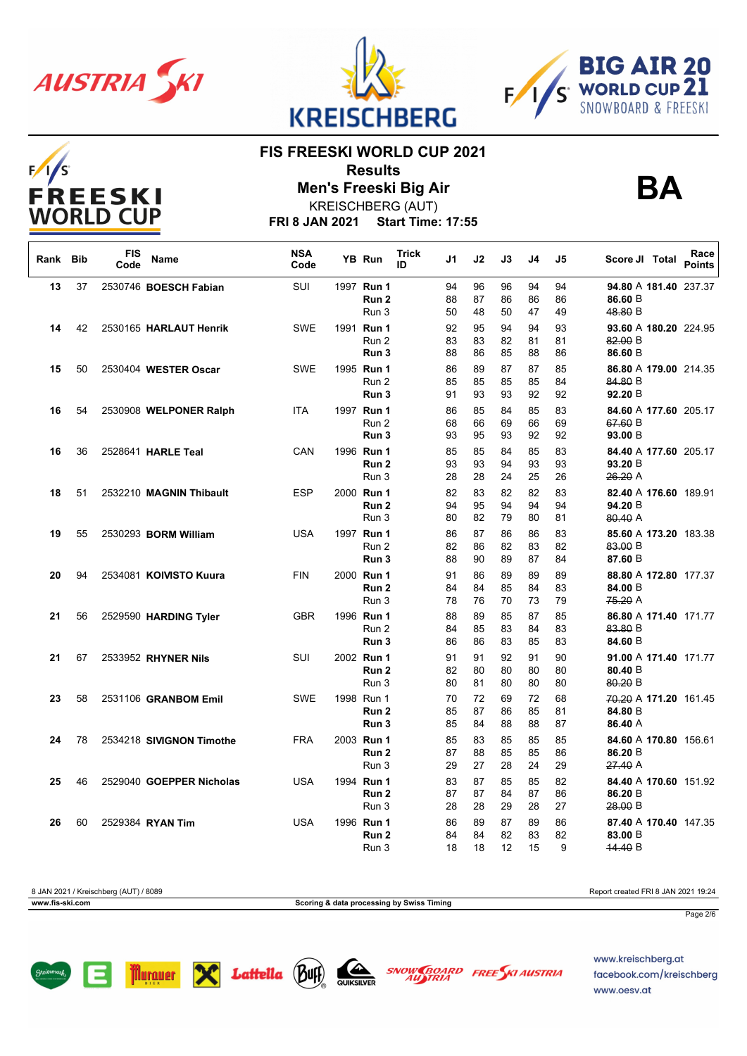# FIS FREESKI WORLD CUP 2021

## Results

## Men's Freeski Big Air

KREISCHBERG (AUT)

**FRI 8 JAN 2021 Start Time: 17:55**

**BA**

| Rank | Bib | FIS Code | Name | NSA Code | YB | Run | Trick ID | J1 | J2 | J3 | J4 | J5 | Score | JI | Total | Race Points |
|---|---|---|---|---|---|---|---|---|---|---|---|---|---|---|---|---|
| **13** | 37 | 2530746 | **BOESCH Fabian** | SUI | 1997 | **Run 1** | | 94 | 96 | 96 | 94 | 94 | **94.80** | A | **181.40** | 237.37 |
| | | | | | | **Run 2** | | 88 | 87 | 86 | 86 | 86 | **86.60** | B | | |
| | | | | | | Run 3 | | 50 | 48 | 50 | 47 | 49 | ~~48.80~~ | B | | |
| **14** | 42 | 2530165 | **HARLAUT Henrik** | SWE | 1991 | **Run 1** | | 92 | 95 | 94 | 94 | 93 | **93.60** | A | **180.20** | 224.95 |
| | | | | | | Run 2 | | 83 | 83 | 82 | 81 | 81 | ~~82.00~~ | B | | |
| | | | | | | **Run 3** | | 88 | 86 | 85 | 88 | 86 | **86.60** | B | | |
| **15** | 50 | 2530404 | **WESTER Oscar** | SWE | 1995 | **Run 1** | | 86 | 89 | 87 | 87 | 85 | **86.80** | A | **179.00** | 214.35 |
| | | | | | | Run 2 | | 85 | 85 | 85 | 85 | 84 | ~~84.80~~ | B | | |
| | | | | | | **Run 3** | | 91 | 93 | 93 | 92 | 92 | **92.20** | B | | |
| **16** | 54 | 2530908 | **WELPONER Ralph** | ITA | 1997 | **Run 1** | | 86 | 85 | 84 | 85 | 83 | **84.60** | A | **177.60** | 205.17 |
| | | | | | | Run 2 | | 68 | 66 | 69 | 66 | 69 | ~~67.60~~ | B | | |
| | | | | | | **Run 3** | | 93 | 95 | 93 | 92 | 92 | **93.00** | B | | |
| **16** | 36 | 2528641 | **HARLE Teal** | CAN | 1996 | **Run 1** | | 85 | 85 | 84 | 85 | 83 | **84.40** | A | **177.60** | 205.17 |
| | | | | | | **Run 2** | | 93 | 93 | 94 | 93 | 93 | **93.20** | B | | |
| | | | | | | Run 3 | | 28 | 28 | 24 | 25 | 26 | ~~26.20~~ | A | | |
| **18** | 51 | 2532210 | **MAGNIN Thibault** | ESP | 2000 | **Run 1** | | 82 | 83 | 82 | 82 | 83 | **82.40** | A | **176.60** | 189.91 |
| | | | | | | **Run 2** | | 94 | 95 | 94 | 94 | 94 | **94.20** | B | | |
| | | | | | | Run 3 | | 80 | 82 | 79 | 80 | 81 | ~~80.40~~ | A | | |
| **19** | 55 | 2530293 | **BORM William** | USA | 1997 | **Run 1** | | 86 | 87 | 86 | 86 | 83 | **85.60** | A | **173.20** | 183.38 |
| | | | | | | Run 2 | | 82 | 86 | 82 | 83 | 82 | ~~83.00~~ | B | | |
| | | | | | | **Run 3** | | 88 | 90 | 89 | 87 | 84 | **87.60** | B | | |
| **20** | 94 | 2534081 | **KOIVISTO Kuura** | FIN | 2000 | **Run 1** | | 91 | 86 | 89 | 89 | 89 | **88.80** | A | **172.80** | 177.37 |
| | | | | | | **Run 2** | | 84 | 84 | 85 | 84 | 83 | **84.00** | B | | |
| | | | | | | Run 3 | | 78 | 76 | 70 | 73 | 79 | ~~75.20~~ | A | | |
| **21** | 56 | 2529590 | **HARDING Tyler** | GBR | 1996 | **Run 1** | | 88 | 89 | 85 | 87 | 85 | **86.80** | A | **171.40** | 171.77 |
| | | | | | | Run 2 | | 84 | 85 | 83 | 84 | 83 | ~~83.80~~ | B | | |
| | | | | | | **Run 3** | | 86 | 86 | 83 | 85 | 83 | **84.60** | B | | |
| **21** | 67 | 2533952 | **RHYNER Nils** | SUI | 2002 | **Run 1** | | 91 | 91 | 92 | 91 | 90 | **91.00** | A | **171.40** | 171.77 |
| | | | | | | **Run 2** | | 82 | 80 | 80 | 80 | 80 | **80.40** | B | | |
| | | | | | | Run 3 | | 80 | 81 | 80 | 80 | 80 | ~~80.20~~ | B | | |
| **23** | 58 | 2531106 | **GRANBOM Emil** | SWE | 1998 | Run 1 | | 70 | 72 | 69 | 72 | 68 | ~~70.20~~ | A | **171.20** | 161.45 |
| | | | | | | **Run 2** | | 85 | 87 | 86 | 85 | 81 | **84.80** | B | | |
| | | | | | | **Run 3** | | 85 | 84 | 88 | 88 | 87 | **86.40** | A | | |
| **24** | 78 | 2534218 | **SIVIGNON Timothe** | FRA | 2003 | **Run 1** | | 85 | 83 | 85 | 85 | 85 | **84.60** | A | **170.80** | 156.61 |
| | | | | | | **Run 2** | | 87 | 88 | 85 | 85 | 86 | **86.20** | B | | |
| | | | | | | Run 3 | | 29 | 27 | 28 | 24 | 29 | ~~27.40~~ | A | | |
| **25** | 46 | 2529040 | **GOEPPER Nicholas** | USA | 1994 | **Run 1** | | 83 | 87 | 85 | 85 | 82 | **84.40** | A | **170.60** | 151.92 |
| | | | | | | **Run 2** | | 87 | 87 | 84 | 87 | 86 | **86.20** | B | | |
| | | | | | | Run 3 | | 28 | 28 | 29 | 28 | 27 | ~~28.00~~ | B | | |
| **26** | 60 | 2529384 | **RYAN Tim** | USA | 1996 | **Run 1** | | 86 | 89 | 87 | 89 | 86 | **87.40** | A | **170.40** | 147.35 |
| | | | | | | **Run 2** | | 84 | 84 | 82 | 83 | 82 | **83.00** | B | | |
| | | | | | | Run 3 | | 18 | 18 | 12 | 15 | 9 | ~~14.40~~ | B | | |

8 JAN 2021 / Kreischberg (AUT) / 8089

Report created FRI 8 JAN 2021 19:24

**www.fis-ski.com**

**Scoring & data processing by Swiss Timing**

www.kreischberg.at
facebook.com/kreischberg
www.oesv.at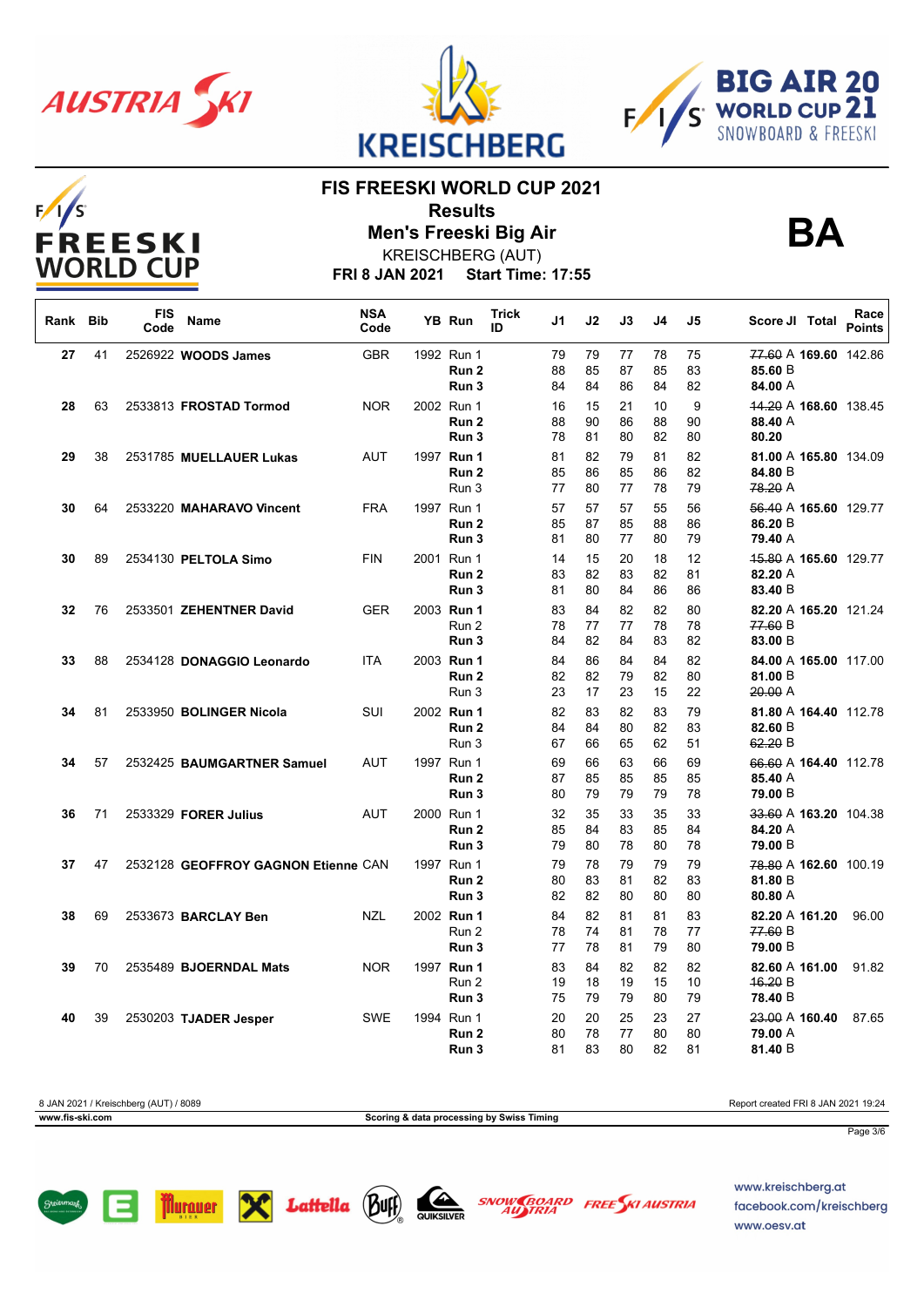# FIS FREESKI WORLD CUP 2021

## Results

## Men's Freeski Big Air

KREISCHBERG (AUT)

**FRI 8 JAN 2021** **Start Time: 17:55**

**BA**

| Rank | Bib | FIS Code | Name | NSA Code | YB | Run | Trick ID | J1 | J2 | J3 | J4 | J5 | Score JI | Total | Race Points |
|---|---|---|---|---|---|---|---|---|---|---|---|---|---|---|---|
| **27** | 41 | 2526922 | **WOODS James** | GBR | 1992 | Run 1 | | 79 | 79 | 77 | 78 | 75 | ~~77.60~~ A | **169.60** | 142.86 |
| | | | | | | **Run 2** | | 88 | 85 | 87 | 85 | 83 | **85.60** B | | |
| | | | | | | **Run 3** | | 84 | 84 | 86 | 84 | 82 | **84.00** A | | |
| **28** | 63 | 2533813 | **FROSTAD Tormod** | NOR | 2002 | Run 1 | | 16 | 15 | 21 | 10 | 9 | ~~44.20~~ A | **168.60** | 138.45 |
| | | | | | | **Run 2** | | 88 | 90 | 86 | 88 | 90 | **88.40** A | | |
| | | | | | | **Run 3** | | 78 | 81 | 80 | 82 | 80 | **80.20** | | |
| **29** | 38 | 2531785 | **MUELLAUER Lukas** | AUT | 1997 | **Run 1** | | 81 | 82 | 79 | 81 | 82 | **81.00** A | **165.80** | 134.09 |
| | | | | | | **Run 2** | | 85 | 86 | 85 | 86 | 82 | **84.80** B | | |
| | | | | | | Run 3 | | 77 | 80 | 77 | 78 | 79 | ~~78.20~~ A | | |
| **30** | 64 | 2533220 | **MAHARAVO Vincent** | FRA | 1997 | Run 1 | | 57 | 57 | 57 | 55 | 56 | ~~56.40~~ A | **165.60** | 129.77 |
| | | | | | | **Run 2** | | 85 | 87 | 85 | 88 | 86 | **86.20** B | | |
| | | | | | | **Run 3** | | 81 | 80 | 77 | 80 | 79 | **79.40** A | | |
| **30** | 89 | 2534130 | **PELTOLA Simo** | FIN | 2001 | Run 1 | | 14 | 15 | 20 | 18 | 12 | ~~15.80~~ A | **165.60** | 129.77 |
| | | | | | | **Run 2** | | 83 | 82 | 83 | 82 | 81 | **82.20** A | | |
| | | | | | | **Run 3** | | 81 | 80 | 84 | 86 | 86 | **83.40** B | | |
| **32** | 76 | 2533501 | **ZEHENTNER David** | GER | 2003 | **Run 1** | | 83 | 84 | 82 | 82 | 80 | **82.20** A | **165.20** | 121.24 |
| | | | | | | Run 2 | | 78 | 77 | 77 | 78 | 78 | ~~77.60~~ B | | |
| | | | | | | **Run 3** | | 84 | 82 | 84 | 83 | 82 | **83.00** B | | |
| **33** | 88 | 2534128 | **DONAGGIO Leonardo** | ITA | 2003 | **Run 1** | | 84 | 86 | 84 | 84 | 82 | **84.00** A | **165.00** | 117.00 |
| | | | | | | **Run 2** | | 82 | 82 | 79 | 82 | 80 | **81.00** B | | |
| | | | | | | Run 3 | | 23 | 17 | 23 | 15 | 22 | ~~20.00~~ A | | |
| **34** | 81 | 2533950 | **BOLINGER Nicola** | SUI | 2002 | **Run 1** | | 82 | 83 | 82 | 83 | 79 | **81.80** A | **164.40** | 112.78 |
| | | | | | | **Run 2** | | 84 | 84 | 80 | 82 | 83 | **82.60** B | | |
| | | | | | | Run 3 | | 67 | 66 | 65 | 62 | 51 | ~~62.20~~ B | | |
| **34** | 57 | 2532425 | **BAUMGARTNER Samuel** | AUT | 1997 | Run 1 | | 69 | 66 | 63 | 66 | 69 | ~~66.60~~ A | **164.40** | 112.78 |
| | | | | | | **Run 2** | | 87 | 85 | 85 | 85 | 85 | **85.40** A | | |
| | | | | | | **Run 3** | | 80 | 79 | 79 | 79 | 78 | **79.00** B | | |
| **36** | 71 | 2533329 | **FORER Julius** | AUT | 2000 | Run 1 | | 32 | 35 | 33 | 35 | 33 | ~~33.60~~ A | **163.20** | 104.38 |
| | | | | | | **Run 2** | | 85 | 84 | 83 | 85 | 84 | **84.20** A | | |
| | | | | | | **Run 3** | | 79 | 80 | 78 | 80 | 78 | **79.00** B | | |
| **37** | 47 | 2532128 | **GEOFFROY GAGNON Etienne** | CAN | 1997 | Run 1 | | 79 | 78 | 79 | 79 | 79 | ~~78.80~~ A | **162.60** | 100.19 |
| | | | | | | **Run 2** | | 80 | 83 | 81 | 82 | 83 | **81.80** B | | |
| | | | | | | **Run 3** | | 82 | 82 | 80 | 80 | 80 | **80.80** A | | |
| **38** | 69 | 2533673 | **BARCLAY Ben** | NZL | 2002 | **Run 1** | | 84 | 82 | 81 | 81 | 83 | **82.20** A | **161.20** | 96.00 |
| | | | | | | Run 2 | | 78 | 74 | 81 | 78 | 77 | ~~77.60~~ B | | |
| | | | | | | **Run 3** | | 77 | 78 | 81 | 79 | 80 | **79.00** B | | |
| **39** | 70 | 2535489 | **BJOERNDAL Mats** | NOR | 1997 | **Run 1** | | 83 | 84 | 82 | 82 | 82 | **82.60** A | **161.00** | 91.82 |
| | | | | | | Run 2 | | 19 | 18 | 19 | 15 | 10 | ~~16.20~~ B | | |
| | | | | | | **Run 3** | | 75 | 79 | 79 | 80 | 79 | **78.40** B | | |
| **40** | 39 | 2530203 | **TJADER Jesper** | SWE | 1994 | Run 1 | | 20 | 20 | 25 | 23 | 27 | ~~23.00~~ A | **160.40** | 87.65 |
| | | | | | | **Run 2** | | 80 | 78 | 77 | 80 | 80 | **79.00** A | | |
| | | | | | | **Run 3** | | 81 | 83 | 80 | 82 | 81 | **81.40** B | | |

8 JAN 2021 / Kreischberg (AUT) / 8089

Report created FRI 8 JAN 2021 19:24

www.fis-ski.com

Scoring & data processing by Swiss Timing

www.kreischberg.at
facebook.com/kreischberg
www.oesv.at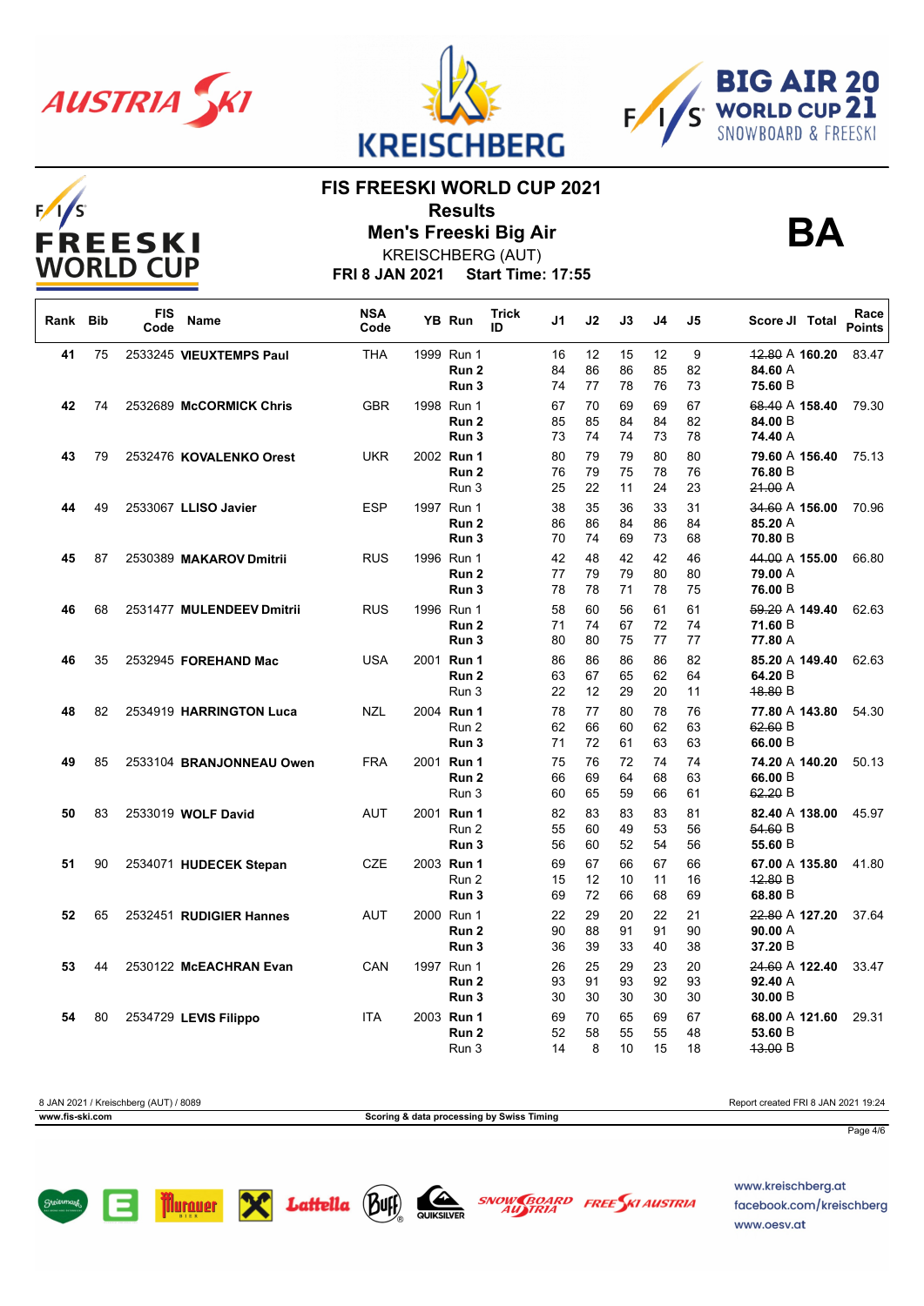# FIS FREESKI WORLD CUP 2021

## Results

## Men's Freeski Big Air

KREISCHBERG (AUT)

**FRI 8 JAN 2021 Start Time: 17:55**

**BA**

| Rank | Bib | FIS Code | Name | NSA Code | YB | Run | Trick ID | J1 | J2 | J3 | J4 | J5 | Score | JI | Total | Race Points |
|---|---|---|---|---|---|---|---|---|---|---|---|---|---|---|---|---|
| 41 | 75 | 2533245 | **VIEUXTEMPS Paul** | THA | 1999 | Run 1 | | 16 | 12 | 15 | 12 | 9 | ~~12.80~~ | A | **160.20** | 83.47 |
| | | | | | | **Run 2** | | 84 | 86 | 86 | 85 | 82 | **84.60** | A | | |
| | | | | | | **Run 3** | | 74 | 77 | 78 | 76 | 73 | **75.60** | B | | |
| 42 | 74 | 2532689 | **McCORMICK Chris** | GBR | 1998 | Run 1 | | 67 | 70 | 69 | 69 | 67 | ~~68.40~~ | A | **158.40** | 79.30 |
| | | | | | | **Run 2** | | 85 | 85 | 84 | 84 | 82 | **84.00** | B | | |
| | | | | | | **Run 3** | | 73 | 74 | 74 | 73 | 78 | **74.40** | A | | |
| 43 | 79 | 2532476 | **KOVALENKO Orest** | UKR | 2002 | **Run 1** | | 80 | 79 | 79 | 80 | 80 | **79.60** | A | **156.40** | 75.13 |
| | | | | | | **Run 2** | | 76 | 79 | 75 | 78 | 76 | **76.80** | B | | |
| | | | | | | Run 3 | | 25 | 22 | 11 | 24 | 23 | ~~21.00~~ | A | | |
| 44 | 49 | 2533067 | **LLISO Javier** | ESP | 1997 | Run 1 | | 38 | 35 | 36 | 33 | 31 | ~~34.60~~ | A | **156.00** | 70.96 |
| | | | | | | **Run 2** | | 86 | 86 | 84 | 86 | 84 | **85.20** | A | | |
| | | | | | | **Run 3** | | 70 | 74 | 69 | 73 | 68 | **70.80** | B | | |
| 45 | 87 | 2530389 | **MAKAROV Dmitrii** | RUS | 1996 | Run 1 | | 42 | 48 | 42 | 42 | 46 | ~~44.00~~ | A | **155.00** | 66.80 |
| | | | | | | **Run 2** | | 77 | 79 | 79 | 80 | 80 | **79.00** | A | | |
| | | | | | | **Run 3** | | 78 | 78 | 71 | 78 | 75 | **76.00** | B | | |
| 46 | 68 | 2531477 | **MULENDEEV Dmitrii** | RUS | 1996 | Run 1 | | 58 | 60 | 56 | 61 | 61 | ~~59.20~~ | A | **149.40** | 62.63 |
| | | | | | | **Run 2** | | 71 | 74 | 67 | 72 | 74 | **71.60** | B | | |
| | | | | | | **Run 3** | | 80 | 80 | 75 | 77 | 77 | **77.80** | A | | |
| 46 | 35 | 2532945 | **FOREHAND Mac** | USA | 2001 | **Run 1** | | 86 | 86 | 86 | 86 | 82 | **85.20** | A | **149.40** | 62.63 |
| | | | | | | **Run 2** | | 63 | 67 | 65 | 62 | 64 | **64.20** | B | | |
| | | | | | | Run 3 | | 22 | 12 | 29 | 20 | 11 | ~~18.80~~ | B | | |
| 48 | 82 | 2534919 | **HARRINGTON Luca** | NZL | 2004 | **Run 1** | | 78 | 77 | 80 | 78 | 76 | **77.80** | A | **143.80** | 54.30 |
| | | | | | | Run 2 | | 62 | 66 | 60 | 62 | 63 | ~~62.60~~ | B | | |
| | | | | | | **Run 3** | | 71 | 72 | 61 | 63 | 63 | **66.00** | B | | |
| 49 | 85 | 2533104 | **BRANJONNEAU Owen** | FRA | 2001 | **Run 1** | | 75 | 76 | 72 | 74 | 74 | **74.20** | A | **140.20** | 50.13 |
| | | | | | | **Run 2** | | 66 | 69 | 64 | 68 | 63 | **66.00** | B | | |
| | | | | | | Run 3 | | 60 | 65 | 59 | 66 | 61 | ~~62.20~~ | B | | |
| 50 | 83 | 2533019 | **WOLF David** | AUT | 2001 | **Run 1** | | 82 | 83 | 83 | 83 | 81 | **82.40** | A | **138.00** | 45.97 |
| | | | | | | Run 2 | | 55 | 60 | 49 | 53 | 56 | ~~54.60~~ | B | | |
| | | | | | | **Run 3** | | 56 | 60 | 52 | 54 | 56 | **55.60** | B | | |
| 51 | 90 | 2534071 | **HUDECEK Stepan** | CZE | 2003 | **Run 1** | | 69 | 67 | 66 | 67 | 66 | **67.00** | A | **135.80** | 41.80 |
| | | | | | | Run 2 | | 15 | 12 | 10 | 11 | 16 | ~~12.80~~ | B | | |
| | | | | | | **Run 3** | | 69 | 72 | 66 | 68 | 69 | **68.80** | B | | |
| 52 | 65 | 2532451 | **RUDIGIER Hannes** | AUT | 2000 | Run 1 | | 22 | 29 | 20 | 22 | 21 | ~~22.80~~ | A | **127.20** | 37.64 |
| | | | | | | **Run 2** | | 90 | 88 | 91 | 91 | 90 | **90.00** | A | | |
| | | | | | | **Run 3** | | 36 | 39 | 33 | 40 | 38 | **37.20** | B | | |
| 53 | 44 | 2530122 | **McEACHRAN Evan** | CAN | 1997 | Run 1 | | 26 | 25 | 29 | 23 | 20 | ~~24.60~~ | A | **122.40** | 33.47 |
| | | | | | | **Run 2** | | 93 | 91 | 93 | 92 | 93 | **92.40** | A | | |
| | | | | | | **Run 3** | | 30 | 30 | 30 | 30 | 30 | **30.00** | B | | |
| 54 | 80 | 2534729 | **LEVIS Filippo** | ITA | 2003 | **Run 1** | | 69 | 70 | 65 | 69 | 67 | **68.00** | A | **121.60** | 29.31 |
| | | | | | | **Run 2** | | 52 | 58 | 55 | 55 | 48 | **53.60** | B | | |
| | | | | | | Run 3 | | 14 | 8 | 10 | 15 | 18 | ~~13.00~~ | B | | |

8 JAN 2021 / Kreischberg (AUT) / 8089

Report created FRI 8 JAN 2021 19:24

www.fis-ski.com

Scoring & data processing by Swiss Timing

www.kreischberg.at
facebook.com/kreischberg
www.oesv.at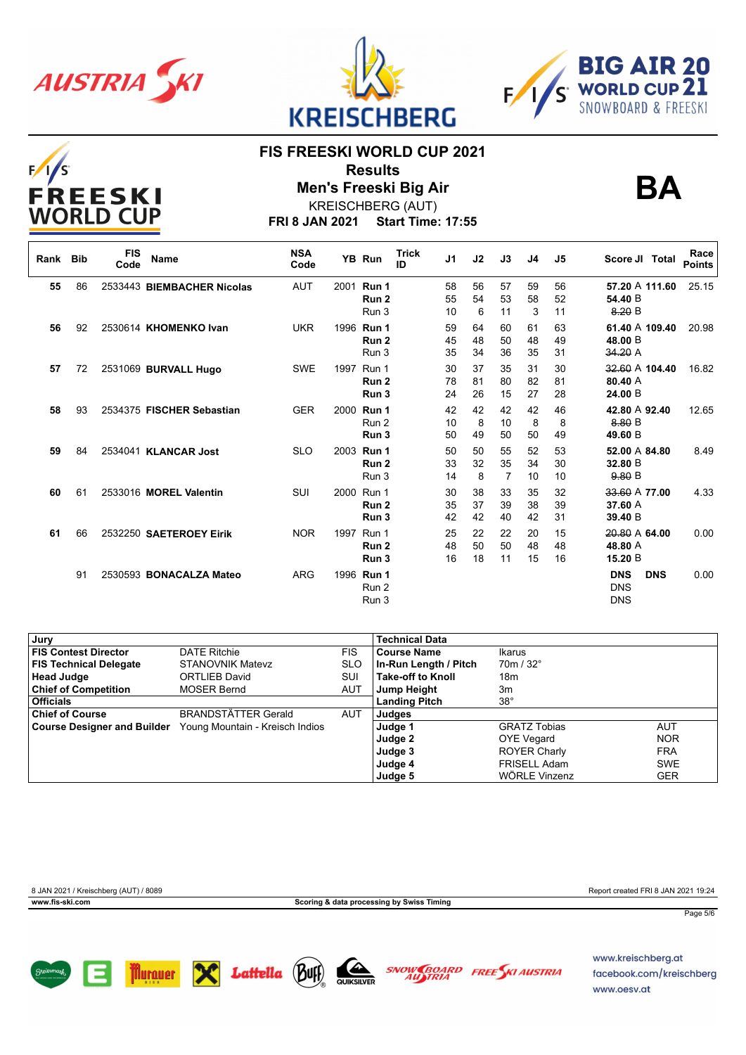# FIS FREESKI WORLD CUP 2021

## Results

## Men's Freeski Big Air

KREISCHBERG (AUT)

**FRI 8 JAN 2021 Start Time: 17:55**

**BA**

| Rank | Bib | FIS Code | Name | NSA Code | YB | Run | Trick ID | J1 | J2 | J3 | J4 | J5 | Score | JI | Total | Race Points |
|---|---|---|---|---|---|---|---|---|---|---|---|---|---|---|---|---|
| **55** | 86 | 2533443 | **BIEMBACHER Nicolas** | AUT | 2001 | **Run 1** | | 58 | 56 | 57 | 59 | 56 | **57.20** | A | **111.60** | 25.15 |
| | | | | | | **Run 2** | | 55 | 54 | 53 | 58 | 52 | **54.40** | B | | |
| | | | | | | Run 3 | | 10 | 6 | 11 | 3 | 11 | ~~8.20~~ | B | | |
| **56** | 92 | 2530614 | **KHOMENKO Ivan** | UKR | 1996 | **Run 1** | | 59 | 64 | 60 | 61 | 63 | **61.40** | A | **109.40** | 20.98 |
| | | | | | | **Run 2** | | 45 | 48 | 50 | 48 | 49 | **48.00** | B | | |
| | | | | | | Run 3 | | 35 | 34 | 36 | 35 | 31 | ~~34.20~~ | A | | |
| **57** | 72 | 2531069 | **BURVALL Hugo** | SWE | 1997 | Run 1 | | 30 | 37 | 35 | 31 | 30 | ~~32.60~~ | A | **104.40** | 16.82 |
| | | | | | | **Run 2** | | 78 | 81 | 80 | 82 | 81 | **80.40** | A | | |
| | | | | | | **Run 3** | | 24 | 26 | 15 | 27 | 28 | **24.00** | B | | |
| **58** | 93 | 2534375 | **FISCHER Sebastian** | GER | 2000 | **Run 1** | | 42 | 42 | 42 | 42 | 46 | **42.80** | A | **92.40** | 12.65 |
| | | | | | | Run 2 | | 10 | 8 | 10 | 8 | 8 | ~~8.80~~ | B | | |
| | | | | | | **Run 3** | | 50 | 49 | 50 | 50 | 49 | **49.60** | B | | |
| **59** | 84 | 2534041 | **KLANCAR Jost** | SLO | 2003 | **Run 1** | | 50 | 50 | 55 | 52 | 53 | **52.00** | A | **84.80** | 8.49 |
| | | | | | | **Run 2** | | 33 | 32 | 35 | 34 | 30 | **32.80** | B | | |
| | | | | | | Run 3 | | 14 | 8 | 7 | 10 | 10 | ~~9.80~~ | B | | |
| **60** | 61 | 2533016 | **MOREL Valentin** | SUI | 2000 | Run 1 | | 30 | 38 | 33 | 35 | 32 | ~~33.60~~ | A | **77.00** | 4.33 |
| | | | | | | **Run 2** | | 35 | 37 | 39 | 38 | 39 | **37.60** | A | | |
| | | | | | | **Run 3** | | 42 | 42 | 40 | 42 | 31 | **39.40** | B | | |
| **61** | 66 | 2532250 | **SAETEROEY Eirik** | NOR | 1997 | Run 1 | | 25 | 22 | 22 | 20 | 15 | ~~20.80~~ | A | **64.00** | 0.00 |
| | | | | | | **Run 2** | | 48 | 50 | 50 | 48 | 48 | **48.80** | A | | |
| | | | | | | **Run 3** | | 16 | 18 | 11 | 15 | 16 | **15.20** | B | | |
| | 91 | 2530593 | **BONACALZA Mateo** | ARG | 1996 | **Run 1** | | | | | | | **DNS** | | **DNS** | 0.00 |
| | | | | | | Run 2 | | | | | | | DNS | | | |
| | | | | | | Run 3 | | | | | | | DNS | | | |

| Jury | | |
|---|---|---|
| **FIS Contest Director** | DATE Ritchie | FIS |
| **FIS Technical Delegate** | STANOVNIK Matevz | SLO |
| **Head Judge** | ORTLIEB David | SUI |
| **Chief of Competition** | MOSER Bernd | AUT |
| **Officials** | | |
| **Chief of Course** | BRANDSTÄTTER Gerald | AUT |
| **Course Designer and Builder** | Young Mountain - Kreisch Indios | |

| Technical Data | | |
|---|---|---|
| **Course Name** | Ikarus | |
| **In-Run Length / Pitch** | 70m / 32° | |
| **Take-off to Knoll** | 18m | |
| **Jump Height** | 3m | |
| **Landing Pitch** | 38° | |
| **Judges** | | |
| **Judge 1** | GRATZ Tobias | AUT |
| **Judge 2** | OYE Vegard | NOR |
| **Judge 3** | ROYER Charly | FRA |
| **Judge 4** | FRISELL Adam | SWE |
| **Judge 5** | WÖRLE Vinzenz | GER |

8 JAN 2021 / Kreischberg (AUT) / 8089

Report created FRI 8 JAN 2021 19:24

www.fis-ski.com

Scoring & data processing by Swiss Timing

www.kreischberg.at
facebook.com/kreischberg
www.oesv.at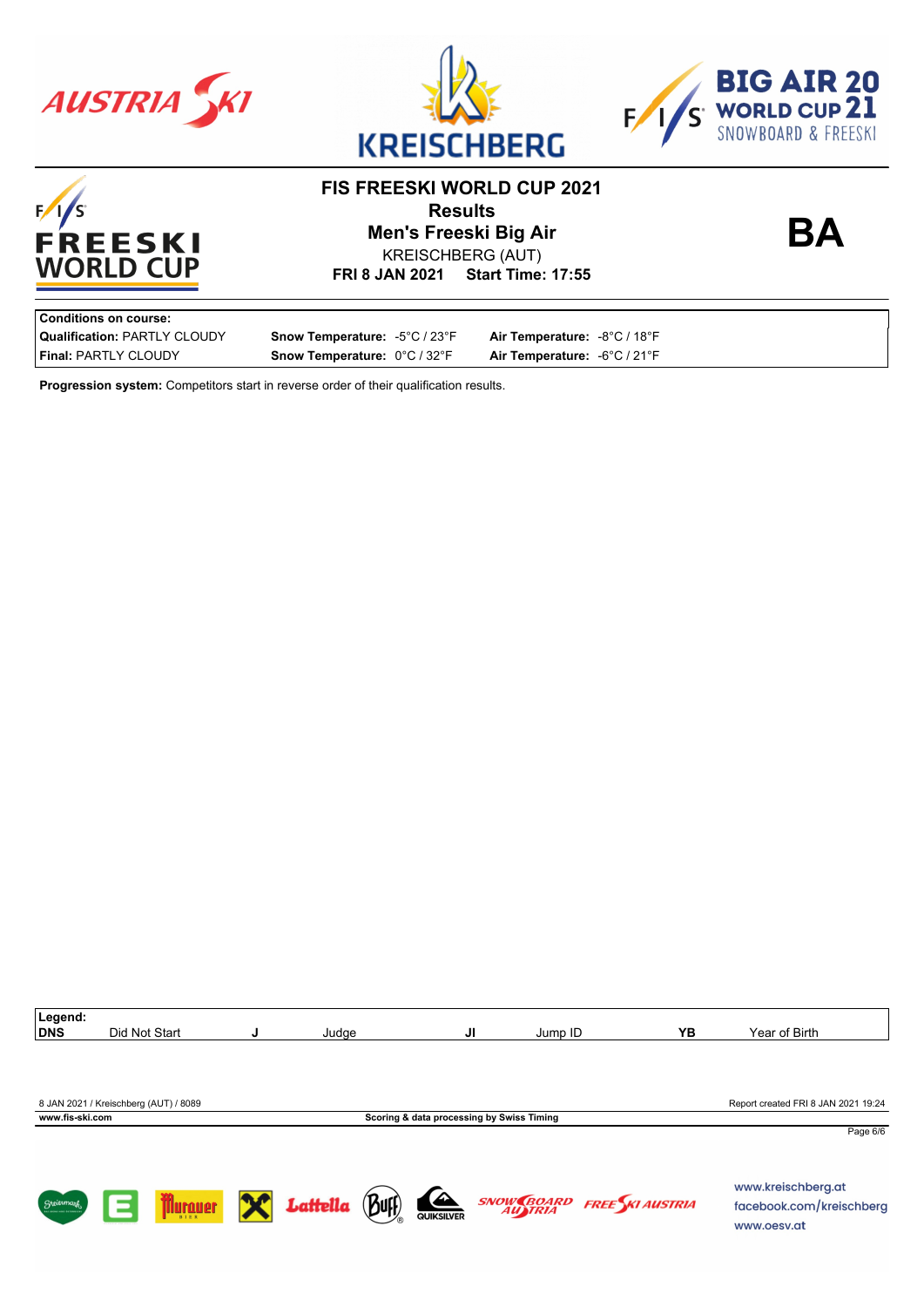# FIS FREESKI WORLD CUP 2021

## Results

## Men's Freeski Big Air

KREISCHBERG (AUT)

**FRI 8 JAN 2021 Start Time: 17:55**

**BA**

| **Conditions on course:** | | |
|---|---|---|
| **Qualification:** PARTLY CLOUDY | **Snow Temperature:** -5°C / 23°F | **Air Temperature:** -8°C / 18°F |
| **Final:** PARTLY CLOUDY | **Snow Temperature:** 0°C / 32°F | **Air Temperature:** -6°C / 21°F |

**Progression system:** Competitors start in reverse order of their qualification results.

**Legend:**

| | | | | | | | |
|---|---|---|---|---|---|---|---|
| **DNS** | Did Not Start | **J** | Judge | **JI** | Jump ID | **YB** | Year of Birth |

8 JAN 2021 / Kreischberg (AUT) / 8089

Report created FRI 8 JAN 2021 19:24

www.fis-ski.com

Scoring & data processing by Swiss Timing

www.kreischberg.at
facebook.com/kreischberg
www.oesv.at